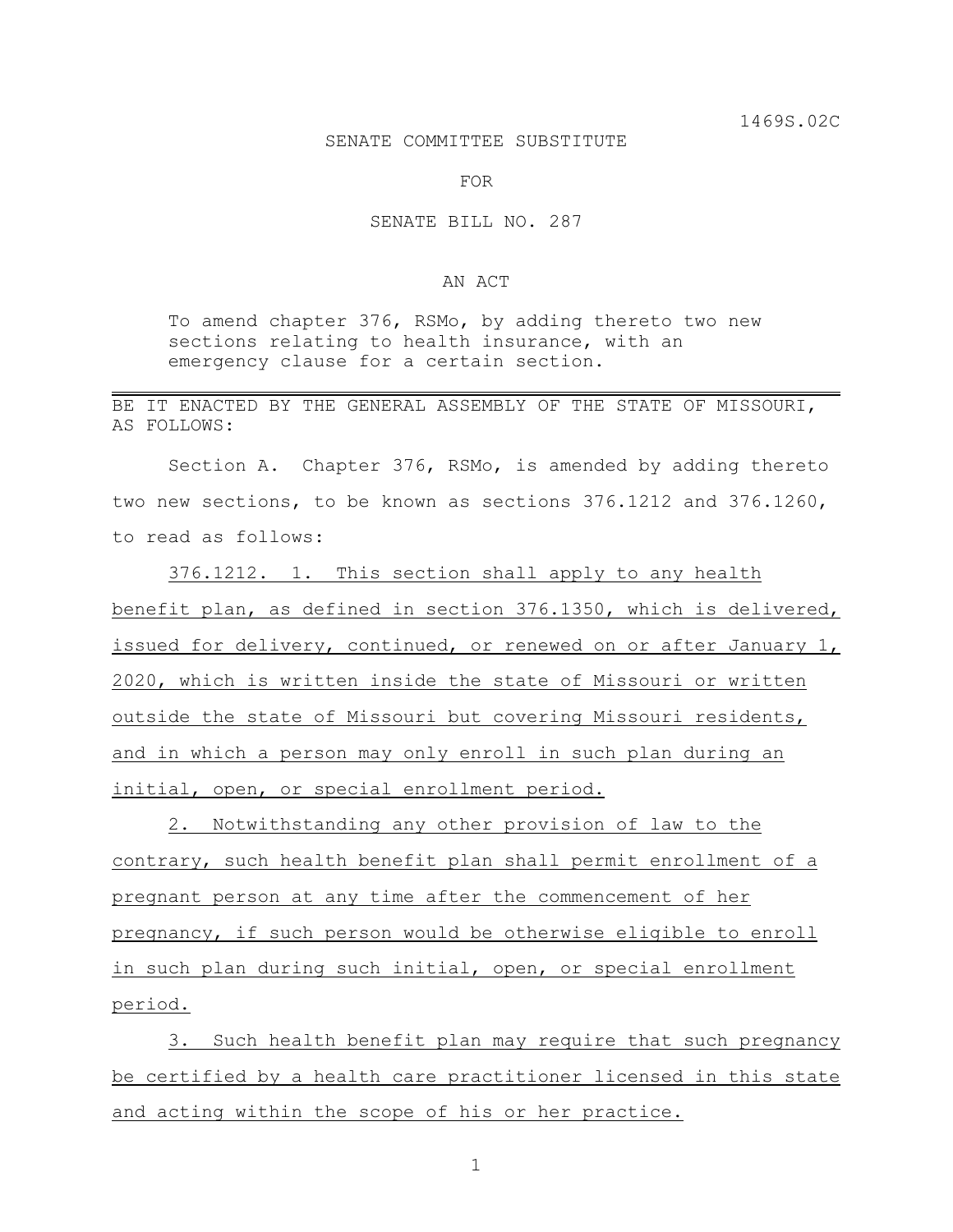1469S.02C

SENATE COMMITTEE SUBSTITUTE

FOR

SENATE BILL NO. 287

AN ACT

To amend chapter 376, RSMo, by adding thereto two new sections relating to health insurance, with an emergency clause for a certain section.

---

BE IT ENACTED BY THE GENERAL ASSEMBLY OF THE STATE OF MISSOURI, AS FOLLOWS:

Section A. Chapter 376, RSMo, is amended by adding thereto two new sections, to be known as sections 376.1212 and 376.1260, to read as follows:

376.1212. 1. This section shall apply to any health benefit plan, as defined in section 376.1350, which is delivered, issued for delivery, continued, or renewed on or after January 1, 2020, which is written inside the state of Missouri or written outside the state of Missouri but covering Missouri residents, and in which a person may only enroll in such plan during an initial, open, or special enrollment period.

2. Notwithstanding any other provision of law to the contrary, such health benefit plan shall permit enrollment of a pregnant person at any time after the commencement of her pregnancy, if such person would be otherwise eligible to enroll in such plan during such initial, open, or special enrollment period.

3. Such health benefit plan may require that such pregnancy be certified by a health care practitioner licensed in this state and acting within the scope of his or her practice.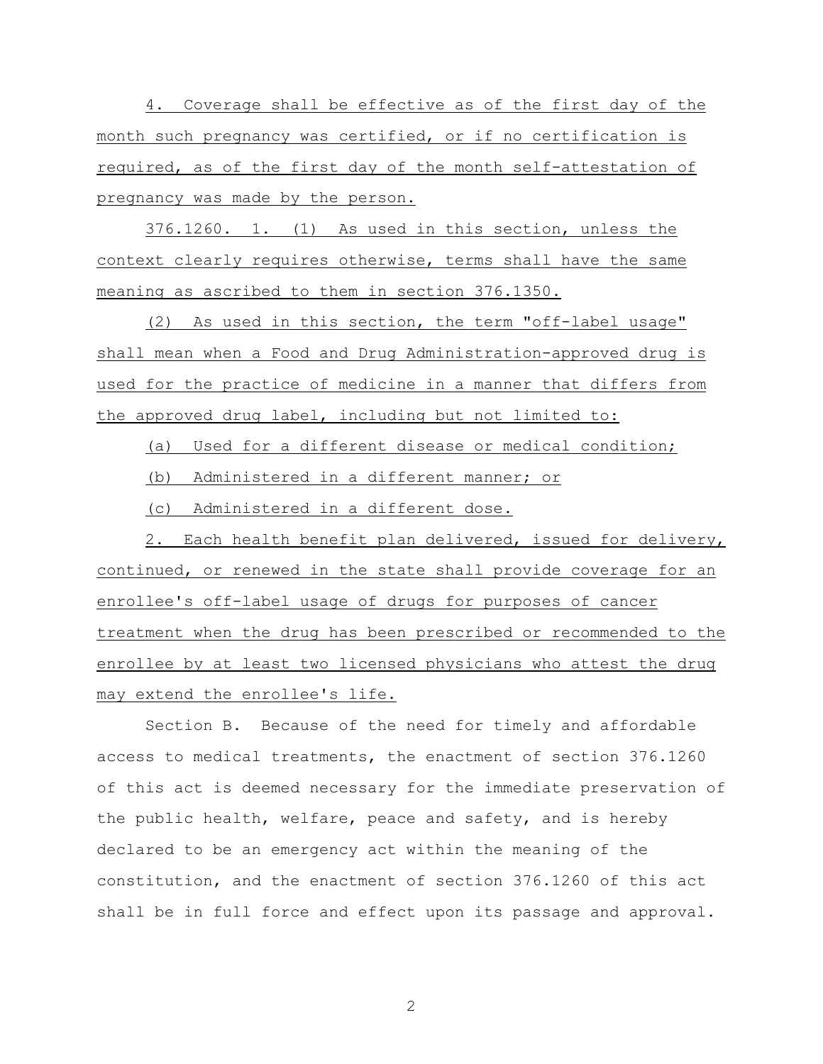4. Coverage shall be effective as of the first day of the month such pregnancy was certified, or if no certification is required, as of the first day of the month self-attestation of pregnancy was made by the person.

376.1260. 1. (1) As used in this section, unless the context clearly requires otherwise, terms shall have the same meaning as ascribed to them in section 376.1350.

(2) As used in this section, the term "off-label usage" shall mean when a Food and Drug Administration-approved drug is used for the practice of medicine in a manner that differs from the approved drug label, including but not limited to:

(a) Used for a different disease or medical condition;

(b) Administered in a different manner; or

(c) Administered in a different dose.

2. Each health benefit plan delivered, issued for delivery, continued, or renewed in the state shall provide coverage for an enrollee's off-label usage of drugs for purposes of cancer treatment when the drug has been prescribed or recommended to the enrollee by at least two licensed physicians who attest the drug may extend the enrollee's life.

Section B. Because of the need for timely and affordable access to medical treatments, the enactment of section 376.1260 of this act is deemed necessary for the immediate preservation of the public health, welfare, peace and safety, and is hereby declared to be an emergency act within the meaning of the constitution, and the enactment of section 376.1260 of this act shall be in full force and effect upon its passage and approval.